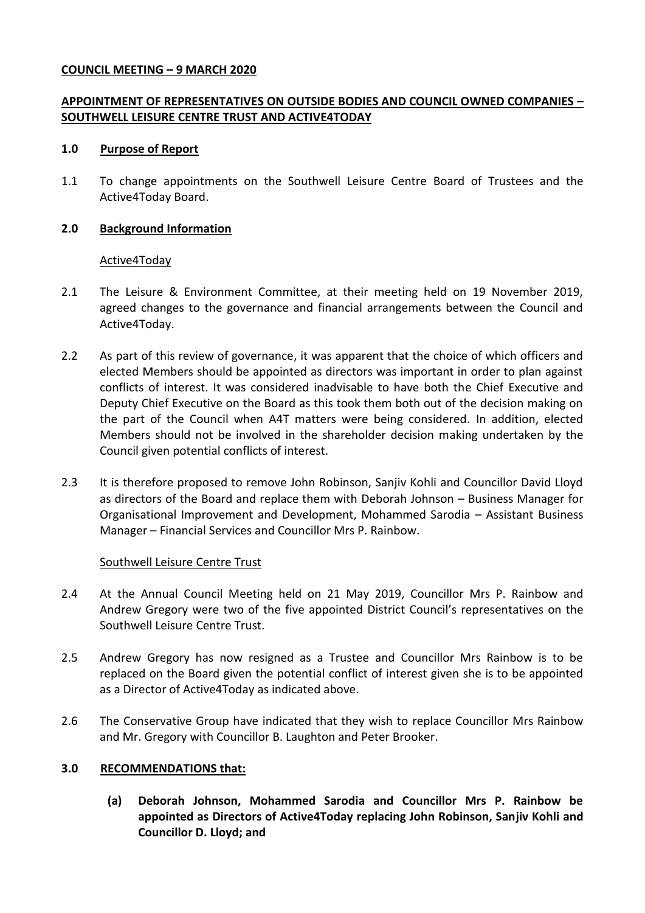**COUNCIL MEETING – 9 MARCH 2020**

**APPOINTMENT OF REPRESENTATIVES ON OUTSIDE BODIES AND COUNCIL OWNED COMPANIES – SOUTHWELL LEISURE CENTRE TRUST AND ACTIVE4TODAY**

## 1.0 Purpose of Report

1.1 To change appointments on the Southwell Leisure Centre Board of Trustees and the Active4Today Board.

## 2.0 Background Information

Active4Today

2.1 The Leisure & Environment Committee, at their meeting held on 19 November 2019, agreed changes to the governance and financial arrangements between the Council and Active4Today.

2.2 As part of this review of governance, it was apparent that the choice of which officers and elected Members should be appointed as directors was important in order to plan against conflicts of interest. It was considered inadvisable to have both the Chief Executive and Deputy Chief Executive on the Board as this took them both out of the decision making on the part of the Council when A4T matters were being considered. In addition, elected Members should not be involved in the shareholder decision making undertaken by the Council given potential conflicts of interest.

2.3 It is therefore proposed to remove John Robinson, Sanjiv Kohli and Councillor David Lloyd as directors of the Board and replace them with Deborah Johnson – Business Manager for Organisational Improvement and Development, Mohammed Sarodia – Assistant Business Manager – Financial Services and Councillor Mrs P. Rainbow.

Southwell Leisure Centre Trust

2.4 At the Annual Council Meeting held on 21 May 2019, Councillor Mrs P. Rainbow and Andrew Gregory were two of the five appointed District Council's representatives on the Southwell Leisure Centre Trust.

2.5 Andrew Gregory has now resigned as a Trustee and Councillor Mrs Rainbow is to be replaced on the Board given the potential conflict of interest given she is to be appointed as a Director of Active4Today as indicated above.

2.6 The Conservative Group have indicated that they wish to replace Councillor Mrs Rainbow and Mr. Gregory with Councillor B. Laughton and Peter Brooker.

## 3.0 RECOMMENDATIONS that:

**(a) Deborah Johnson, Mohammed Sarodia and Councillor Mrs P. Rainbow be appointed as Directors of Active4Today replacing John Robinson, Sanjiv Kohli and Councillor D. Lloyd; and**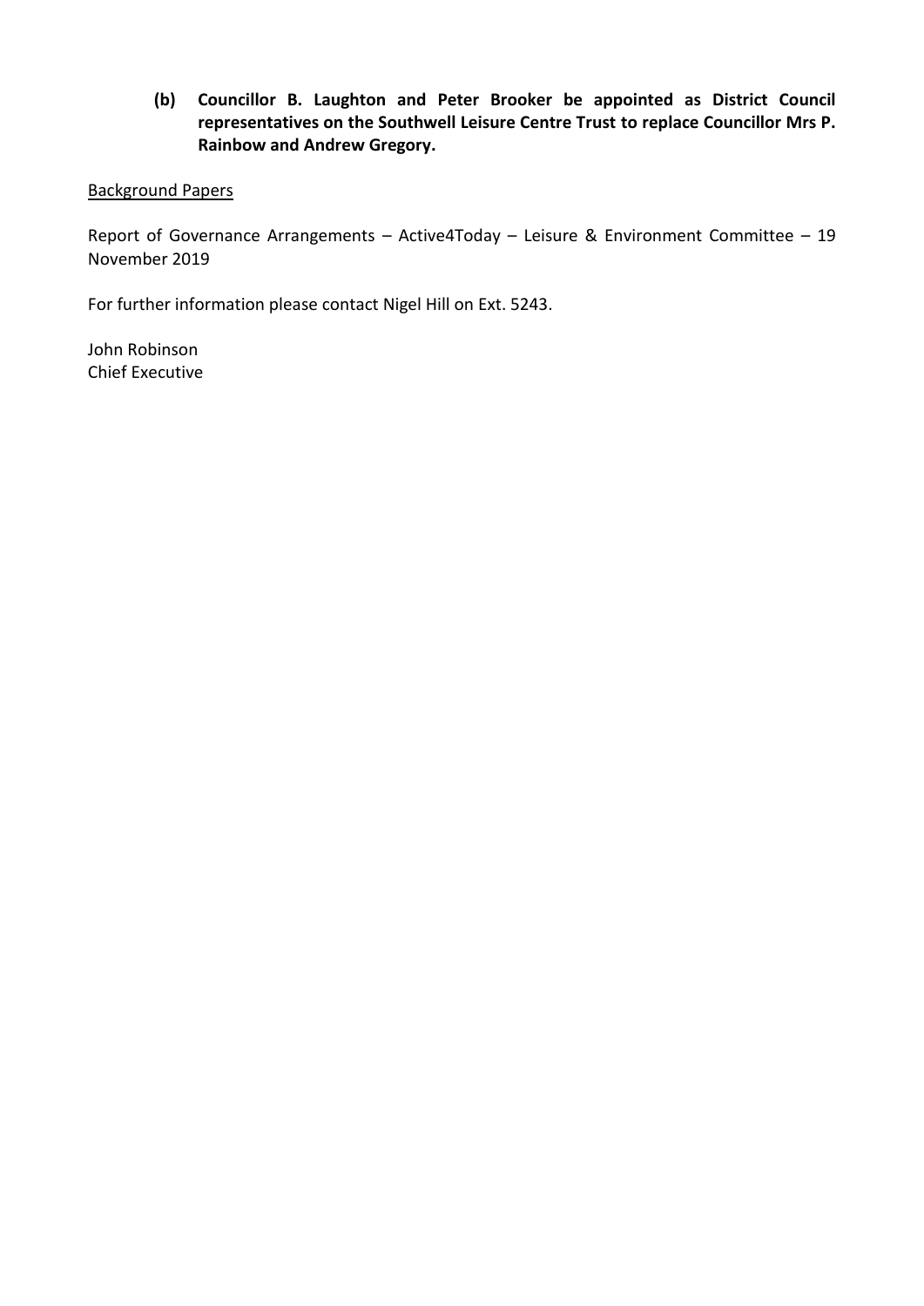**(b) Councillor B. Laughton and Peter Brooker be appointed as District Council representatives on the Southwell Leisure Centre Trust to replace Councillor Mrs P. Rainbow and Andrew Gregory.**

<u>Background Papers</u>

Report of Governance Arrangements – Active4Today – Leisure & Environment Committee – 19 November 2019

For further information please contact Nigel Hill on Ext. 5243.

John Robinson
Chief Executive